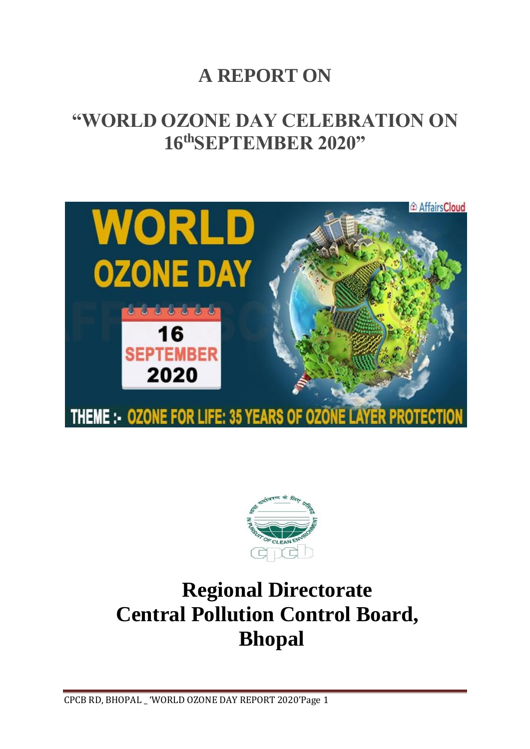# A REPORT ON

# "WORLD OZONE DAY CELEBRATION ON 16thSEPTEMBER 2020"

# Regional Directorate
# Central Pollution Control Board, Bhopal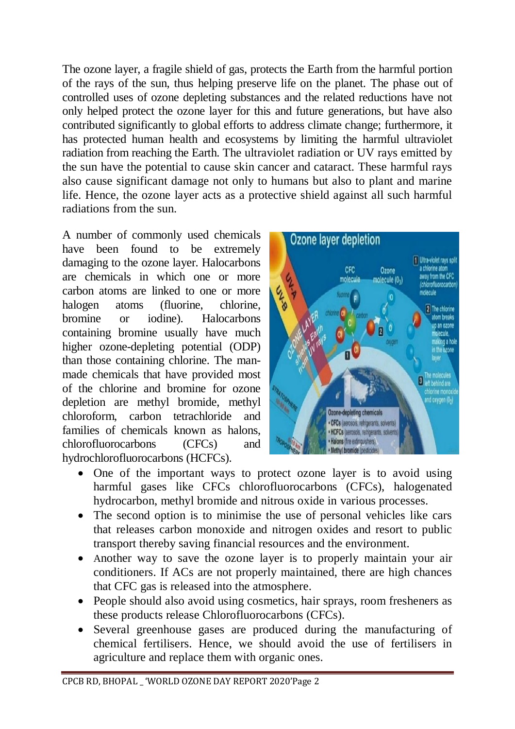The ozone layer, a fragile shield of gas, protects the Earth from the harmful portion of the rays of the sun, thus helping preserve life on the planet. The phase out of controlled uses of ozone depleting substances and the related reductions have not only helped protect the ozone layer for this and future generations, but have also contributed significantly to global efforts to address climate change; furthermore, it has protected human health and ecosystems by limiting the harmful ultraviolet radiation from reaching the Earth. The ultraviolet radiation or UV rays emitted by the sun have the potential to cause skin cancer and cataract. These harmful rays also cause significant damage not only to humans but also to plant and marine life. Hence, the ozone layer acts as a protective shield against all such harmful radiations from the sun.

A number of commonly used chemicals have been found to be extremely damaging to the ozone layer. Halocarbons are chemicals in which one or more carbon atoms are linked to one or more halogen atoms (fluorine, chlorine, bromine or iodine). Halocarbons containing bromine usually have much higher ozone-depleting potential (ODP) than those containing chlorine. The man-made chemicals that have provided most of the chlorine and bromine for ozone depletion are methyl bromide, methyl chloroform, carbon tetrachloride and families of chemicals known as halons, chlorofluorocarbons (CFCs) and hydrochlorofluorocarbons (HCFCs).

- One of the important ways to protect ozone layer is to avoid using harmful gases like CFCs chlorofluorocarbons (CFCs), halogenated hydrocarbon, methyl bromide and nitrous oxide in various processes.
- The second option is to minimise the use of personal vehicles like cars that releases carbon monoxide and nitrogen oxides and resort to public transport thereby saving financial resources and the environment.
- Another way to save the ozone layer is to properly maintain your air conditioners. If ACs are not properly maintained, there are high chances that CFC gas is released into the atmosphere.
- People should also avoid using cosmetics, hair sprays, room fresheners as these products release Chlorofluorocarbons (CFCs).
- Several greenhouse gases are produced during the manufacturing of chemical fertilisers. Hence, we should avoid the use of fertilisers in agriculture and replace them with organic ones.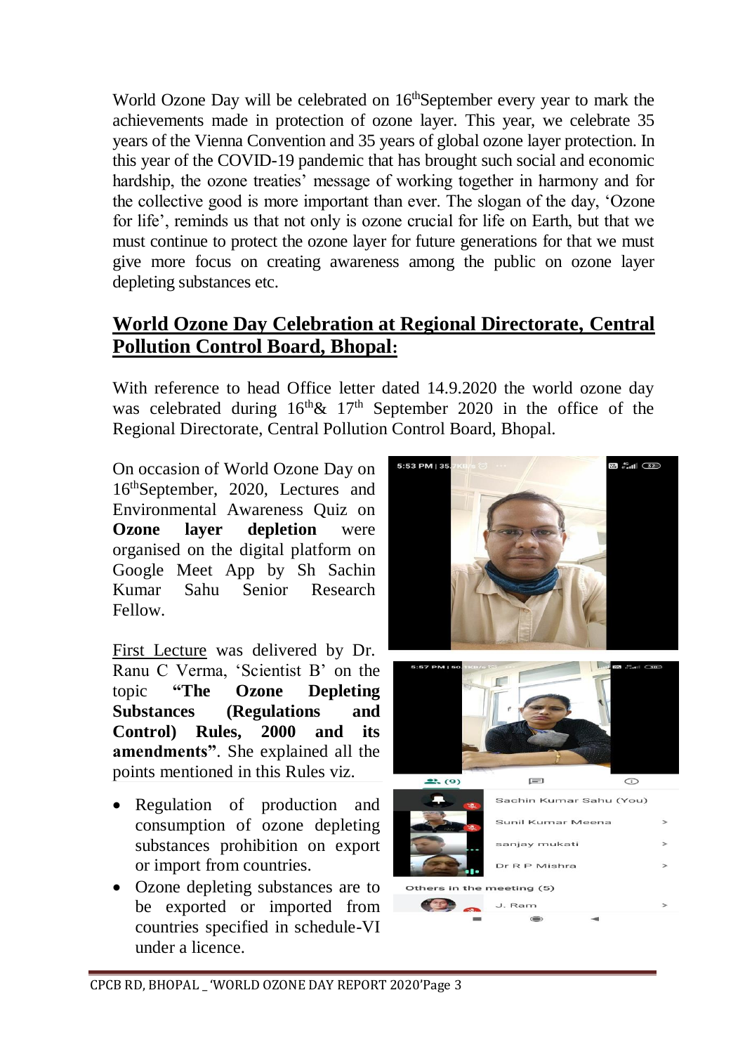World Ozone Day will be celebrated on 16th September every year to mark the achievements made in protection of ozone layer. This year, we celebrate 35 years of the Vienna Convention and 35 years of global ozone layer protection. In this year of the COVID-19 pandemic that has brought such social and economic hardship, the ozone treaties' message of working together in harmony and for the collective good is more important than ever. The slogan of the day, 'Ozone for life', reminds us that not only is ozone crucial for life on Earth, but that we must continue to protect the ozone layer for future generations for that we must give more focus on creating awareness among the public on ozone layer depleting substances etc.

## World Ozone Day Celebration at Regional Directorate, Central Pollution Control Board, Bhopal:

With reference to head Office letter dated 14.9.2020 the world ozone day was celebrated during 16th & 17th September 2020 in the office of the Regional Directorate, Central Pollution Control Board, Bhopal.

On occasion of World Ozone Day on 16th September, 2020, Lectures and Environmental Awareness Quiz on **Ozone layer depletion** were organised on the digital platform on Google Meet App by Sh Sachin Kumar Sahu Senior Research Fellow.

First Lecture was delivered by Dr. Ranu C Verma, 'Scientist B' on the topic **"The Ozone Depleting Substances (Regulations and Control) Rules, 2000 and its amendments"**. She explained all the points mentioned in this Rules viz.

- Regulation of production and consumption of ozone depleting substances prohibition on export or import from countries.
- Ozone depleting substances are to be exported or imported from countries specified in schedule-VI under a licence.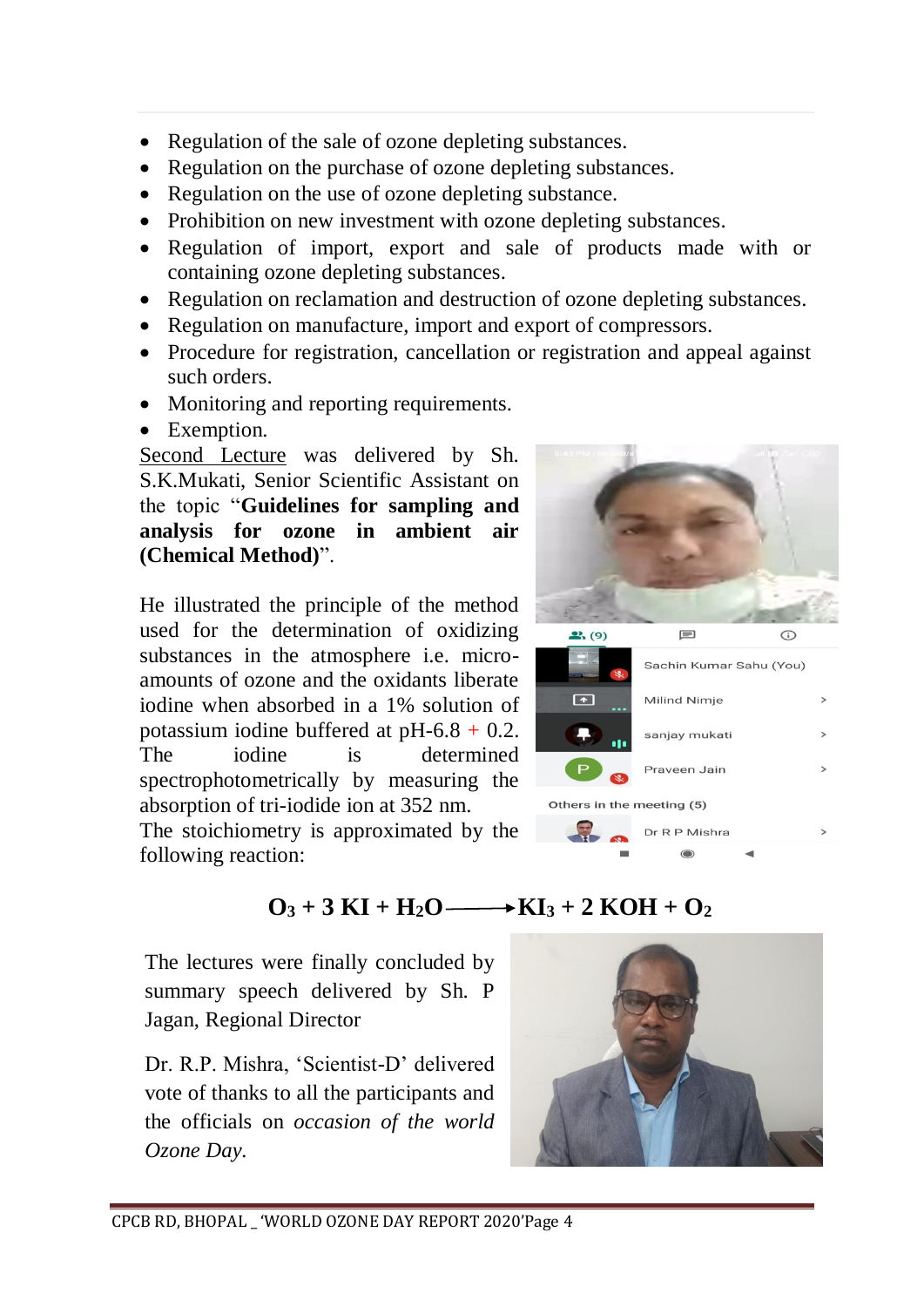- Regulation of the sale of ozone depleting substances.
- Regulation on the purchase of ozone depleting substances.
- Regulation on the use of ozone depleting substance.
- Prohibition on new investment with ozone depleting substances.
- Regulation of import, export and sale of products made with or containing ozone depleting substances.
- Regulation on reclamation and destruction of ozone depleting substances.
- Regulation on manufacture, import and export of compressors.
- Procedure for registration, cancellation or registration and appeal against such orders.
- Monitoring and reporting requirements.
- Exemption.

<u>Second Lecture</u> was delivered by Sh. S.K.Mukati, Senior Scientific Assistant on the topic "**Guidelines for sampling and analysis for ozone in ambient air (Chemical Method)**".

He illustrated the principle of the method used for the determination of oxidizing substances in the atmosphere i.e. micro-amounts of ozone and the oxidants liberate iodine when absorbed in a 1% solution of potassium iodine buffered at pH-6.8 + 0.2. The iodine is determined spectrophotometrically by measuring the absorption of tri-iodide ion at 352 nm.

The stoichiometry is approximated by the following reaction:

$$O_3 + 3\,KI + H_2O \longrightarrow KI_3 + 2\,KOH + O_2$$

The lectures were finally concluded by summary speech delivered by Sh. P Jagan, Regional Director

Dr. R.P. Mishra, 'Scientist-D' delivered vote of thanks to all the participants and the officials on *occasion of the world Ozone Day.*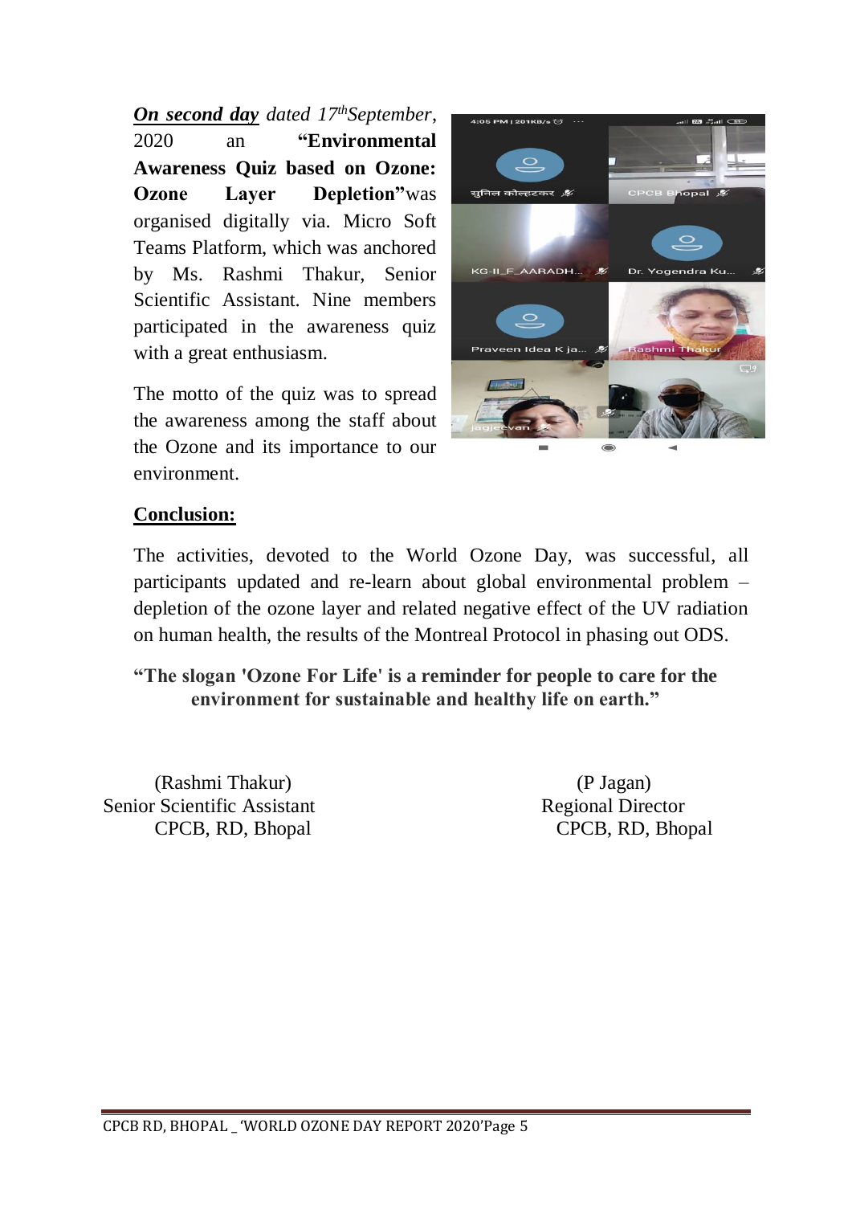***On second day*** *dated 17th September*, 2020 an **"Environmental Awareness Quiz based on Ozone: Ozone Layer Depletion"** was organised digitally via. Micro Soft Teams Platform, which was anchored by Ms. Rashmi Thakur, Senior Scientific Assistant. Nine members participated in the awareness quiz with a great enthusiasm.

The motto of the quiz was to spread the awareness among the staff about the Ozone and its importance to our environment.

**Conclusion:**

The activities, devoted to the World Ozone Day, was successful, all participants updated and re-learn about global environmental problem – depletion of the ozone layer and related negative effect of the UV radiation on human health, the results of the Montreal Protocol in phasing out ODS.

**"The slogan 'Ozone For Life' is a reminder for people to care for the environment for sustainable and healthy life on earth."**

(Rashmi Thakur)
Senior Scientific Assistant
CPCB, RD, Bhopal

(P Jagan)
Regional Director
CPCB, RD, Bhopal